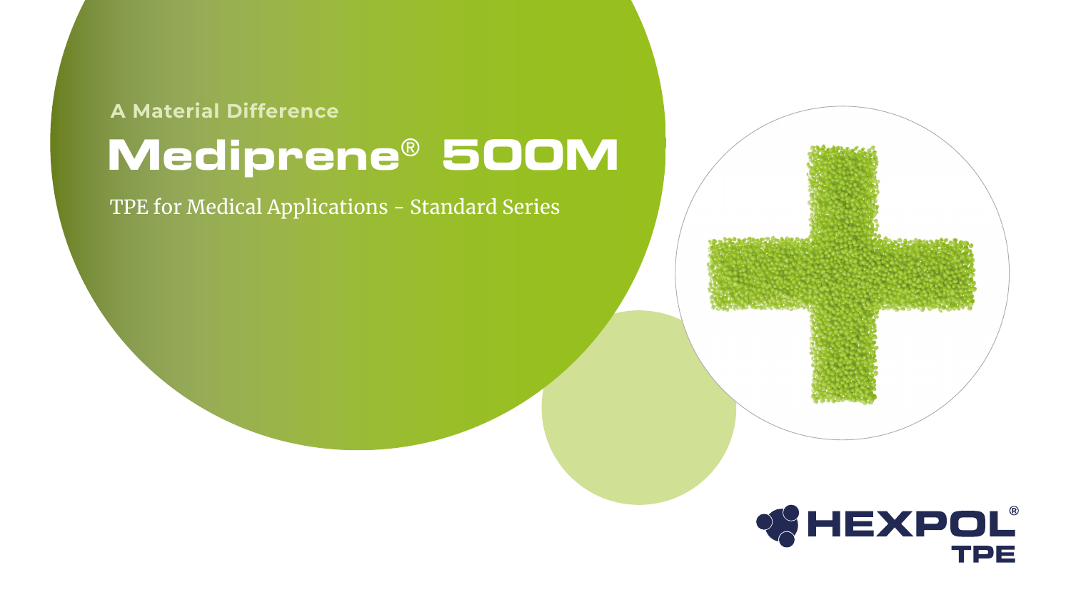A Material Difference

# Mediprene® 500M

TPE for Medical Applications - Standard Series

HEXPOL® TPE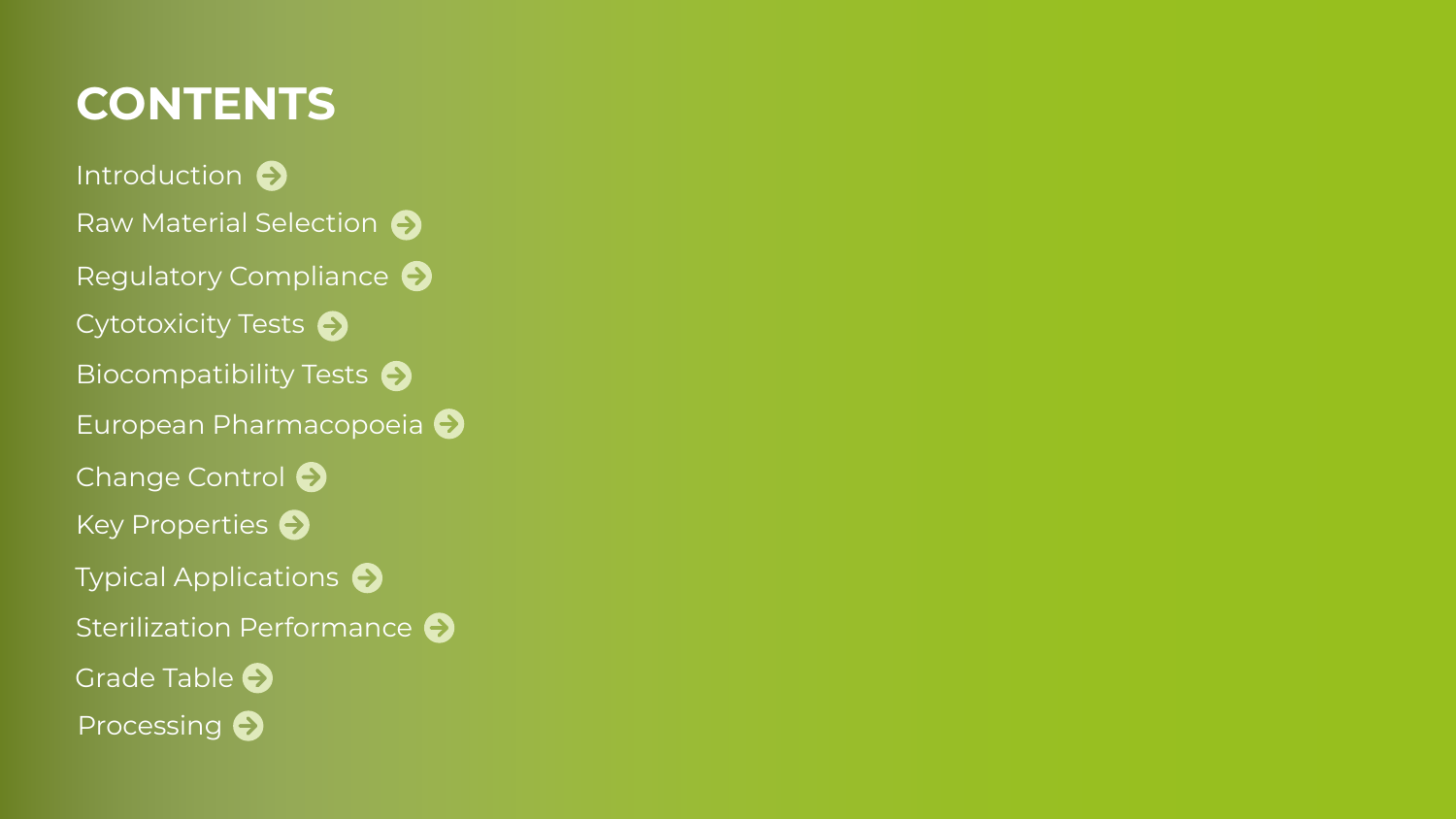# CONTENTS

- Introduction
- Raw Material Selection
- Regulatory Compliance
- Cytotoxicity Tests
- Biocompatibility Tests
- European Pharmacopoeia
- Change Control
- Key Properties
- Typical Applications
- Sterilization Performance
- Grade Table
- Processing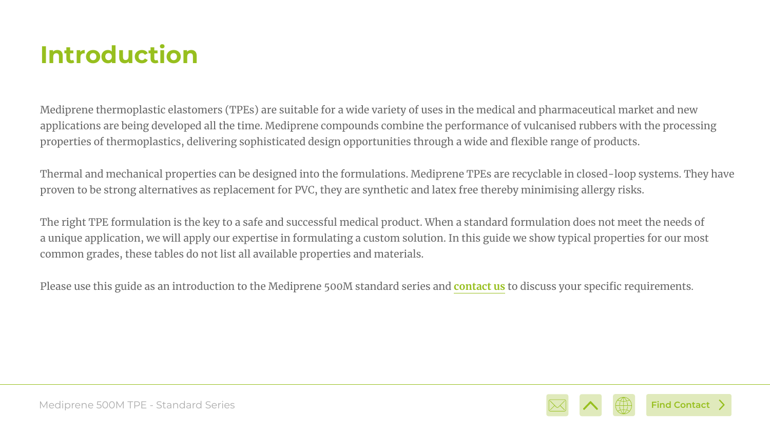# Introduction

Mediprene thermoplastic elastomers (TPEs) are suitable for a wide variety of uses in the medical and pharmaceutical market and new applications are being developed all the time. Mediprene compounds combine the performance of vulcanised rubbers with the processing properties of thermoplastics, delivering sophisticated design opportunities through a wide and flexible range of products.

Thermal and mechanical properties can be designed into the formulations. Mediprene TPEs are recyclable in closed-loop systems. They have proven to be strong alternatives as replacement for PVC, they are synthetic and latex free thereby minimising allergy risks.

The right TPE formulation is the key to a safe and successful medical product. When a standard formulation does not meet the needs of a unique application, we will apply our expertise in formulating a custom solution. In this guide we show typical properties for our most common grades, these tables do not list all available properties and materials.

Please use this guide as an introduction to the Mediprene 500M standard series and **contact us** to discuss your specific requirements.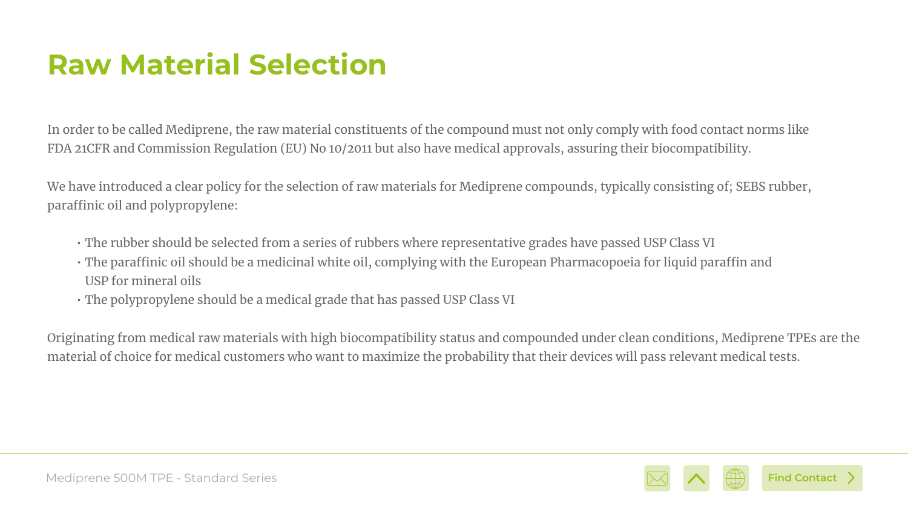# Raw Material Selection

In order to be called Mediprene, the raw material constituents of the compound must not only comply with food contact norms like FDA 21CFR and Commission Regulation (EU) No 10/2011 but also have medical approvals, assuring their biocompatibility.

We have introduced a clear policy for the selection of raw materials for Mediprene compounds, typically consisting of; SEBS rubber, paraffinic oil and polypropylene:

- The rubber should be selected from a series of rubbers where representative grades have passed USP Class VI
- The paraffinic oil should be a medicinal white oil, complying with the European Pharmacopoeia for liquid paraffin and USP for mineral oils
- The polypropylene should be a medical grade that has passed USP Class VI

Originating from medical raw materials with high biocompatibility status and compounded under clean conditions, Mediprene TPEs are the material of choice for medical customers who want to maximize the probability that their devices will pass relevant medical tests.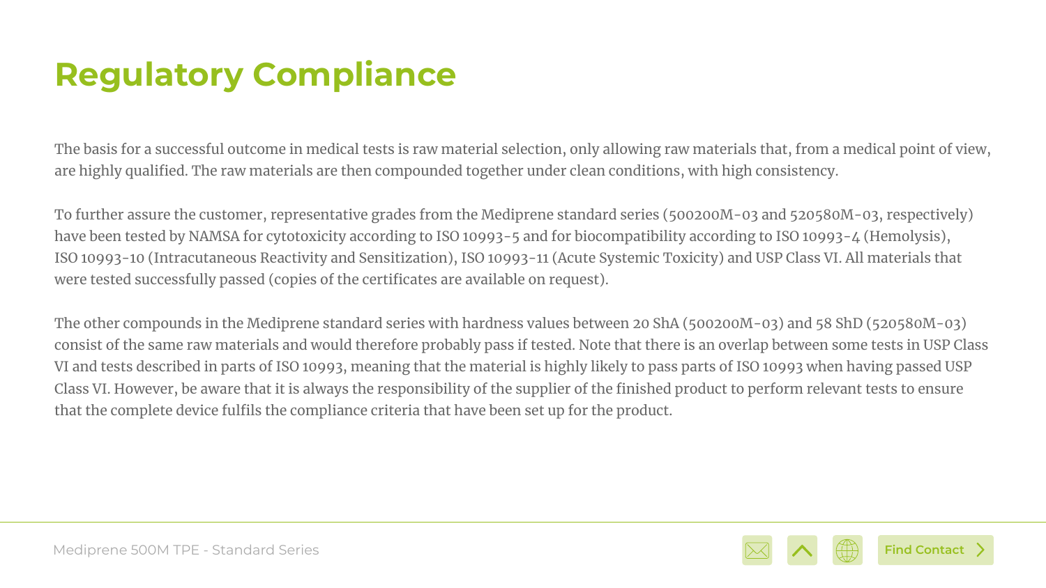# Regulatory Compliance

The basis for a successful outcome in medical tests is raw material selection, only allowing raw materials that, from a medical point of view, are highly qualified. The raw materials are then compounded together under clean conditions, with high consistency.

To further assure the customer, representative grades from the Mediprene standard series (500200M-03 and 520580M-03, respectively) have been tested by NAMSA for cytotoxicity according to ISO 10993-5 and for biocompatibility according to ISO 10993-4 (Hemolysis), ISO 10993-10 (Intracutaneous Reactivity and Sensitization), ISO 10993-11 (Acute Systemic Toxicity) and USP Class VI. All materials that were tested successfully passed (copies of the certificates are available on request).

The other compounds in the Mediprene standard series with hardness values between 20 ShA (500200M-03) and 58 ShD (520580M-03) consist of the same raw materials and would therefore probably pass if tested. Note that there is an overlap between some tests in USP Class VI and tests described in parts of ISO 10993, meaning that the material is highly likely to pass parts of ISO 10993 when having passed USP Class VI. However, be aware that it is always the responsibility of the supplier of the finished product to perform relevant tests to ensure that the complete device fulfils the compliance criteria that have been set up for the product.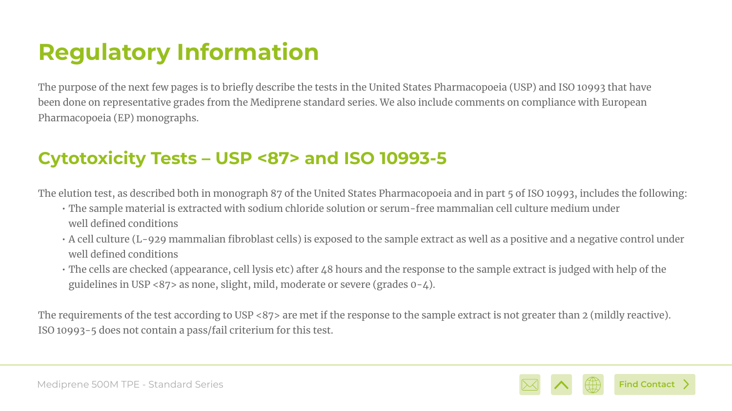# Regulatory Information

The purpose of the next few pages is to briefly describe the tests in the United States Pharmacopoeia (USP) and ISO 10993 that have been done on representative grades from the Mediprene standard series. We also include comments on compliance with European Pharmacopoeia (EP) monographs.

## Cytotoxicity Tests – USP <87> and ISO 10993-5

The elution test, as described both in monograph 87 of the United States Pharmacopoeia and in part 5 of ISO 10993, includes the following:

- The sample material is extracted with sodium chloride solution or serum-free mammalian cell culture medium under well defined conditions
- A cell culture (L-929 mammalian fibroblast cells) is exposed to the sample extract as well as a positive and a negative control under well defined conditions
- The cells are checked (appearance, cell lysis etc) after 48 hours and the response to the sample extract is judged with help of the guidelines in USP <87> as none, slight, mild, moderate or severe (grades 0-4).

The requirements of the test according to USP <87> are met if the response to the sample extract is not greater than 2 (mildly reactive). ISO 10993-5 does not contain a pass/fail criterium for this test.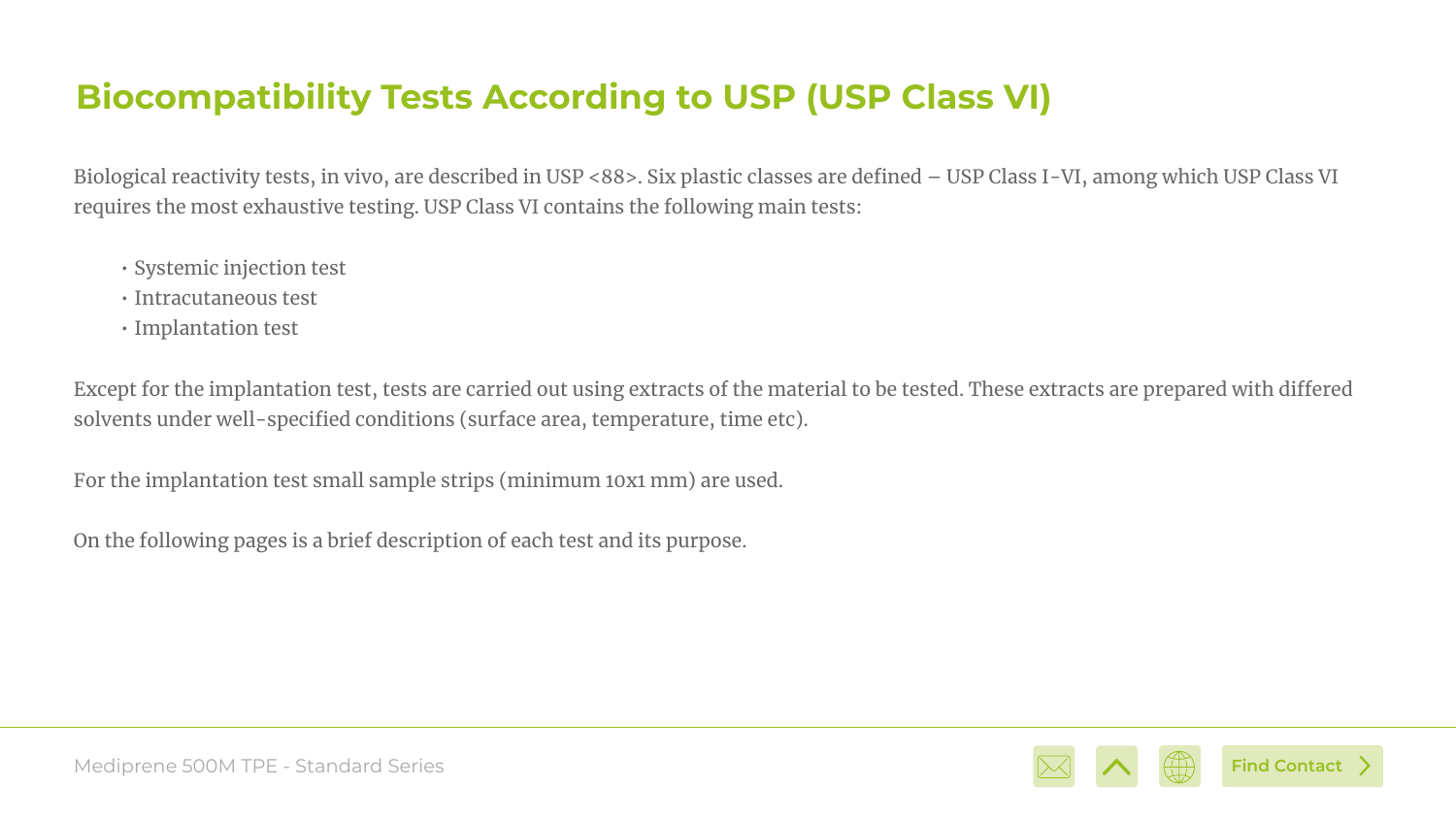# Biocompatibility Tests According to USP (USP Class VI)

Biological reactivity tests, in vivo, are described in USP <88>. Six plastic classes are defined – USP Class I-VI, among which USP Class VI requires the most exhaustive testing. USP Class VI contains the following main tests:

- Systemic injection test
- Intracutaneous test
- Implantation test

Except for the implantation test, tests are carried out using extracts of the material to be tested. These extracts are prepared with differed solvents under well-specified conditions (surface area, temperature, time etc).

For the implantation test small sample strips (minimum 10x1 mm) are used.

On the following pages is a brief description of each test and its purpose.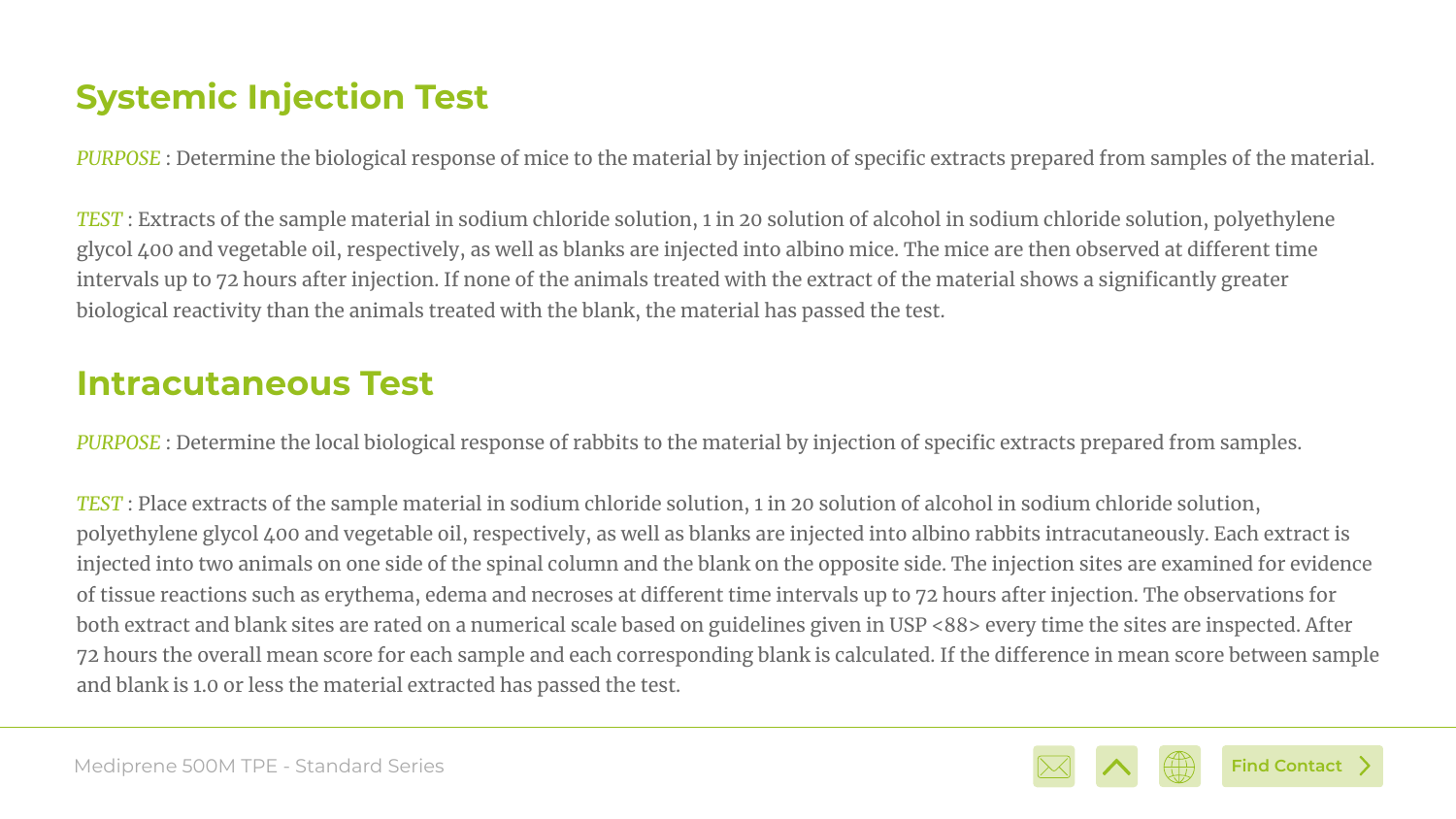## Systemic Injection Test

*PURPOSE* : Determine the biological response of mice to the material by injection of specific extracts prepared from samples of the material.

*TEST* : Extracts of the sample material in sodium chloride solution, 1 in 20 solution of alcohol in sodium chloride solution, polyethylene glycol 400 and vegetable oil, respectively, as well as blanks are injected into albino mice. The mice are then observed at different time intervals up to 72 hours after injection. If none of the animals treated with the extract of the material shows a significantly greater biological reactivity than the animals treated with the blank, the material has passed the test.

## Intracutaneous Test

*PURPOSE* : Determine the local biological response of rabbits to the material by injection of specific extracts prepared from samples.

*TEST* : Place extracts of the sample material in sodium chloride solution, 1 in 20 solution of alcohol in sodium chloride solution, polyethylene glycol 400 and vegetable oil, respectively, as well as blanks are injected into albino rabbits intracutaneously. Each extract is injected into two animals on one side of the spinal column and the blank on the opposite side. The injection sites are examined for evidence of tissue reactions such as erythema, edema and necroses at different time intervals up to 72 hours after injection. The observations for both extract and blank sites are rated on a numerical scale based on guidelines given in USP <88> every time the sites are inspected. After 72 hours the overall mean score for each sample and each corresponding blank is calculated. If the difference in mean score between sample and blank is 1.0 or less the material extracted has passed the test.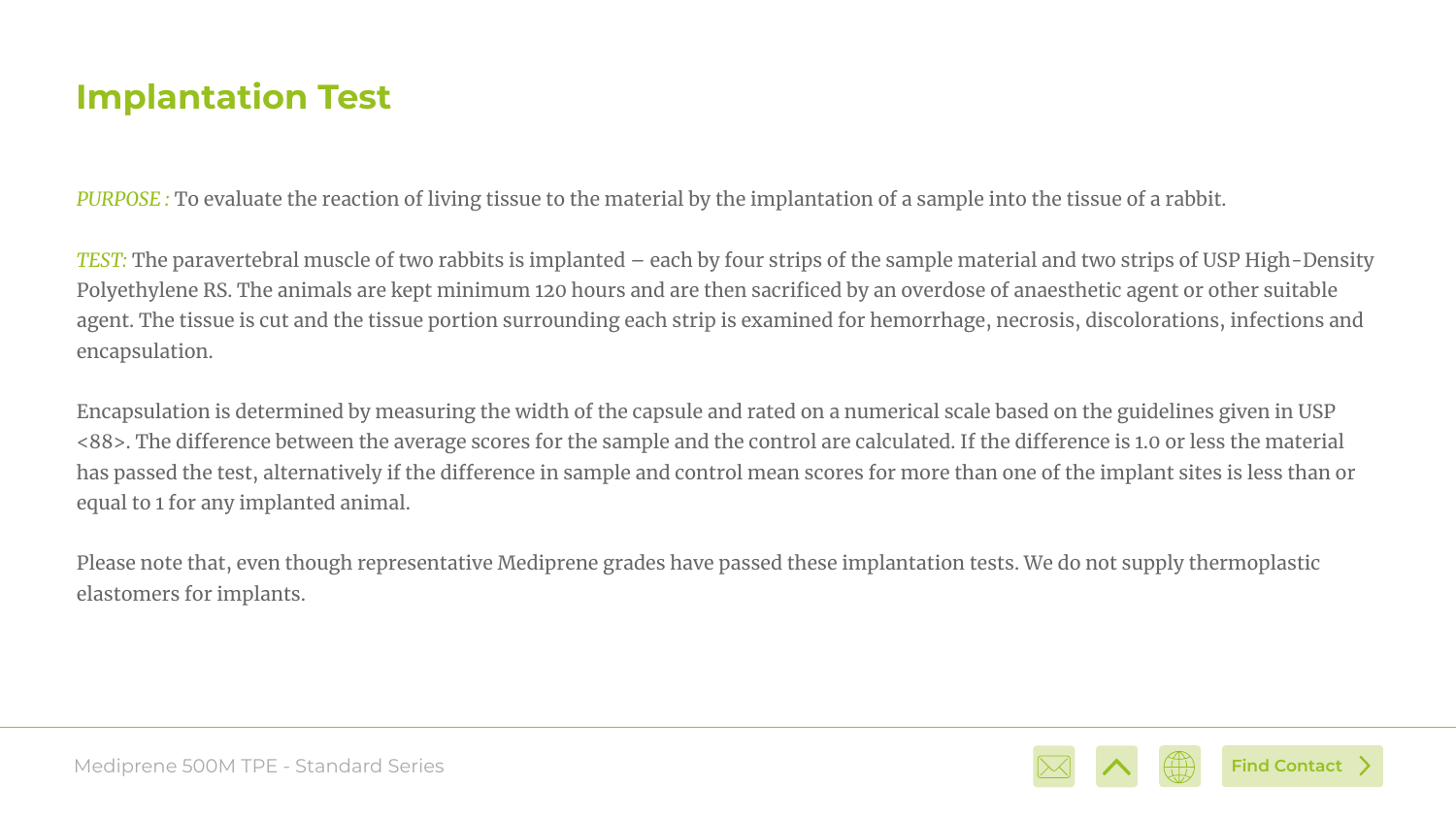# Implantation Test

*PURPOSE :* To evaluate the reaction of living tissue to the material by the implantation of a sample into the tissue of a rabbit.

*TEST:* The paravertebral muscle of two rabbits is implanted – each by four strips of the sample material and two strips of USP High-Density Polyethylene RS. The animals are kept minimum 120 hours and are then sacrificed by an overdose of anaesthetic agent or other suitable agent. The tissue is cut and the tissue portion surrounding each strip is examined for hemorrhage, necrosis, discolorations, infections and encapsulation.

Encapsulation is determined by measuring the width of the capsule and rated on a numerical scale based on the guidelines given in USP <88>. The difference between the average scores for the sample and the control are calculated. If the difference is 1.0 or less the material has passed the test, alternatively if the difference in sample and control mean scores for more than one of the implant sites is less than or equal to 1 for any implanted animal.

Please note that, even though representative Mediprene grades have passed these implantation tests. We do not supply thermoplastic elastomers for implants.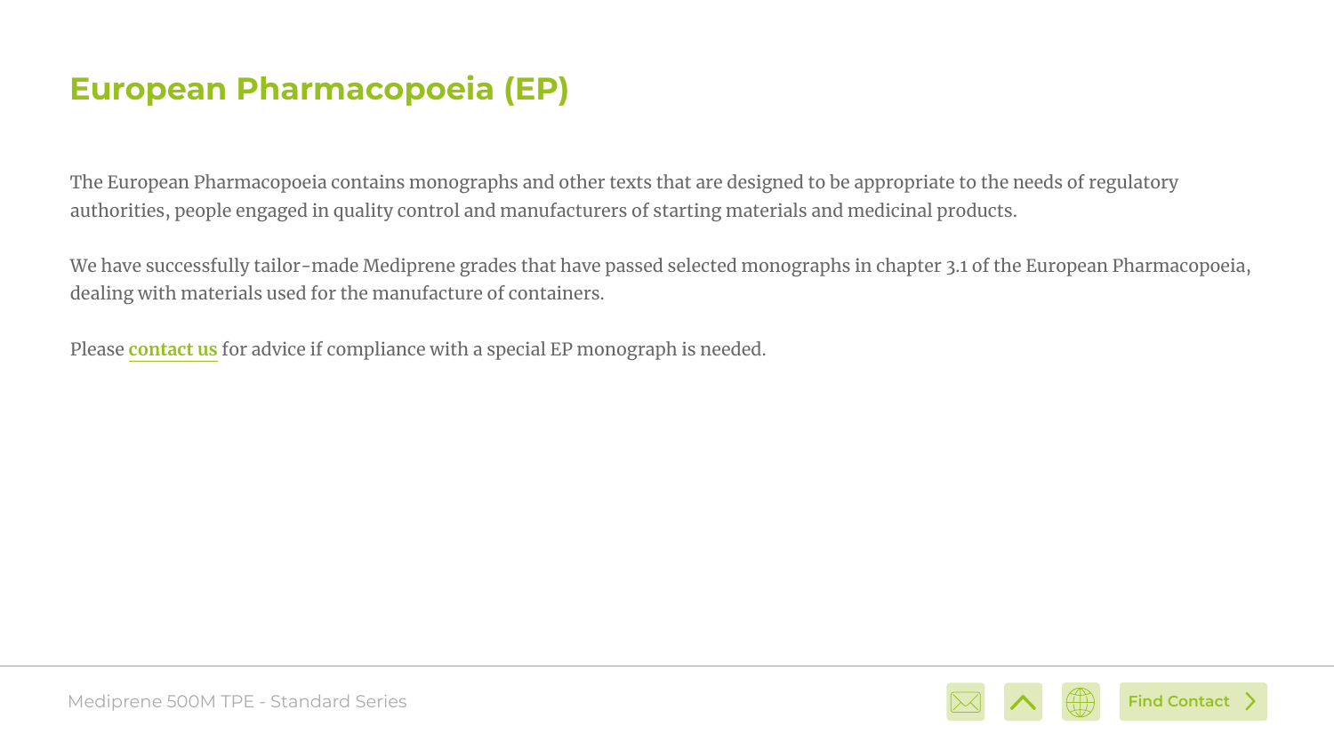# European Pharmacopoeia (EP)

The European Pharmacopoeia contains monographs and other texts that are designed to be appropriate to the needs of regulatory authorities, people engaged in quality control and manufacturers of starting materials and medicinal products.

We have successfully tailor-made Mediprene grades that have passed selected monographs in chapter 3.1 of the European Pharmacopoeia, dealing with materials used for the manufacture of containers.

Please **contact us** for advice if compliance with a special EP monograph is needed.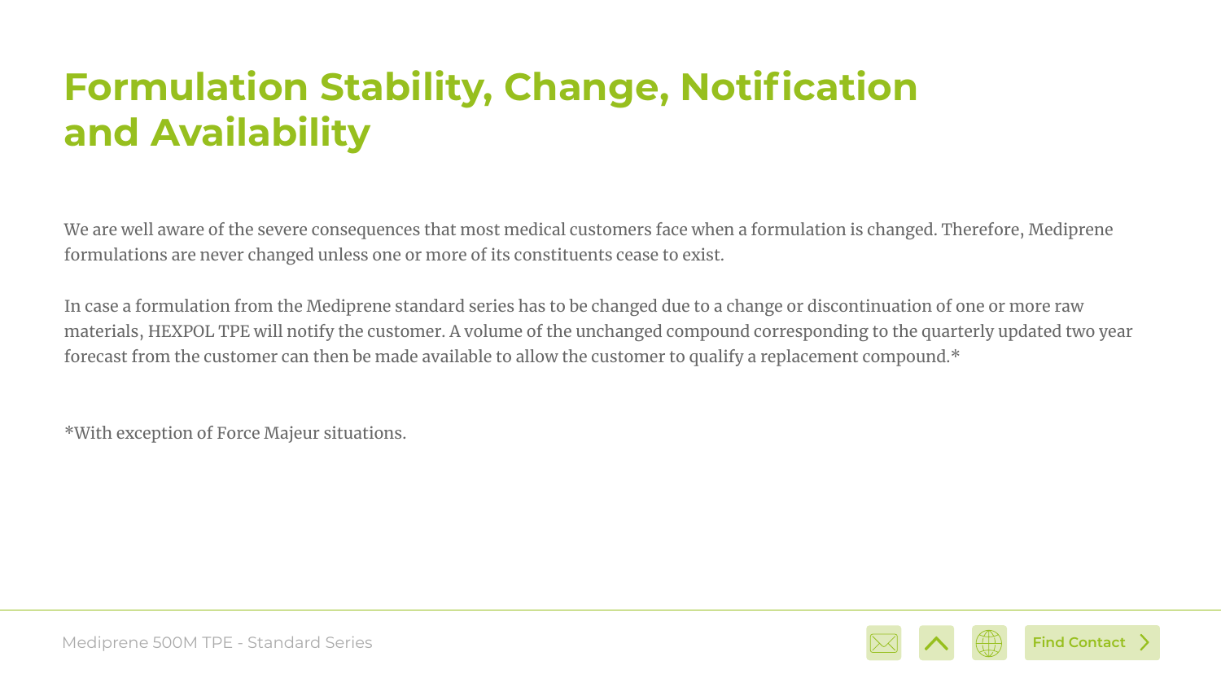# Formulation Stability, Change, Notification and Availability

We are well aware of the severe consequences that most medical customers face when a formulation is changed. Therefore, Mediprene formulations are never changed unless one or more of its constituents cease to exist.

In case a formulation from the Mediprene standard series has to be changed due to a change or discontinuation of one or more raw materials, HEXPOL TPE will notify the customer. A volume of the unchanged compound corresponding to the quarterly updated two year forecast from the customer can then be made available to allow the customer to qualify a replacement compound.*

*With exception of Force Majeur situations.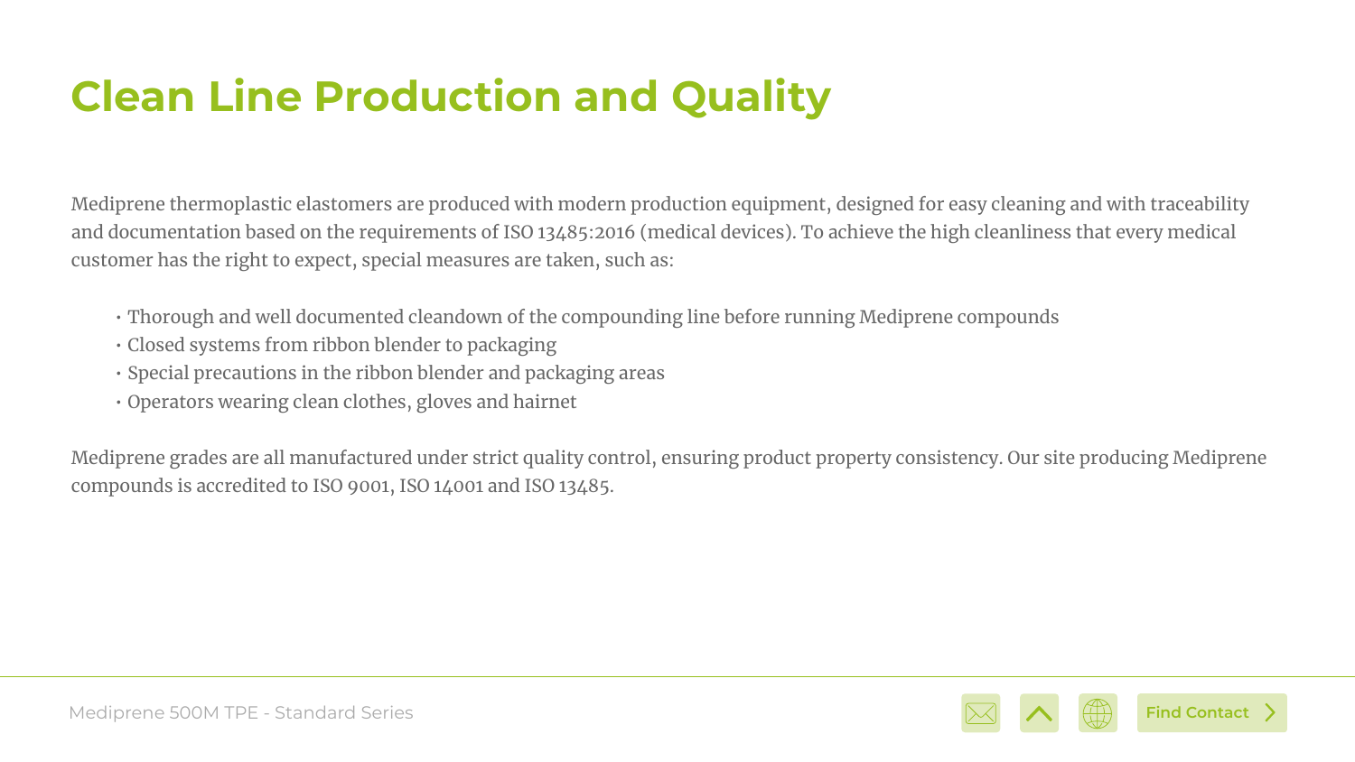# Clean Line Production and Quality

Mediprene thermoplastic elastomers are produced with modern production equipment, designed for easy cleaning and with traceability and documentation based on the requirements of ISO 13485:2016 (medical devices). To achieve the high cleanliness that every medical customer has the right to expect, special measures are taken, such as:

- Thorough and well documented cleandown of the compounding line before running Mediprene compounds
- Closed systems from ribbon blender to packaging
- Special precautions in the ribbon blender and packaging areas
- Operators wearing clean clothes, gloves and hairnet

Mediprene grades are all manufactured under strict quality control, ensuring product property consistency. Our site producing Mediprene compounds is accredited to ISO 9001, ISO 14001 and ISO 13485.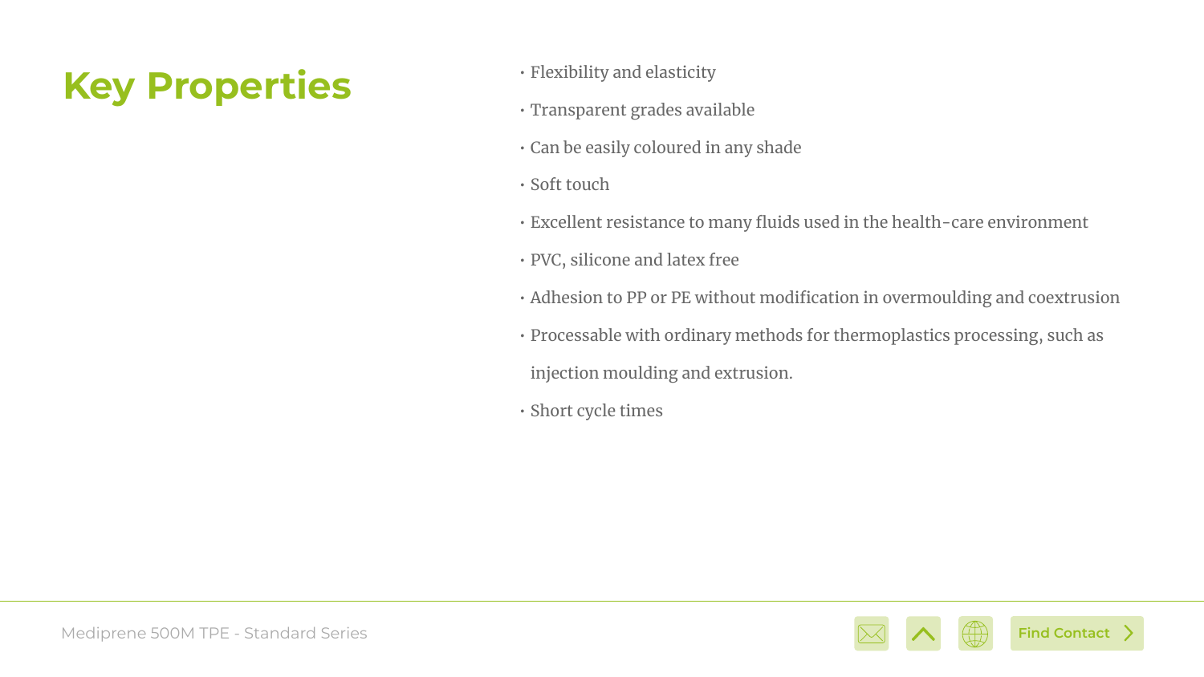# Key Properties

- Flexibility and elasticity
- Transparent grades available
- Can be easily coloured in any shade
- Soft touch
- Excellent resistance to many fluids used in the health-care environment
- PVC, silicone and latex free
- Adhesion to PP or PE without modification in overmoulding and coextrusion
- Processable with ordinary methods for thermoplastics processing, such as injection moulding and extrusion.
- Short cycle times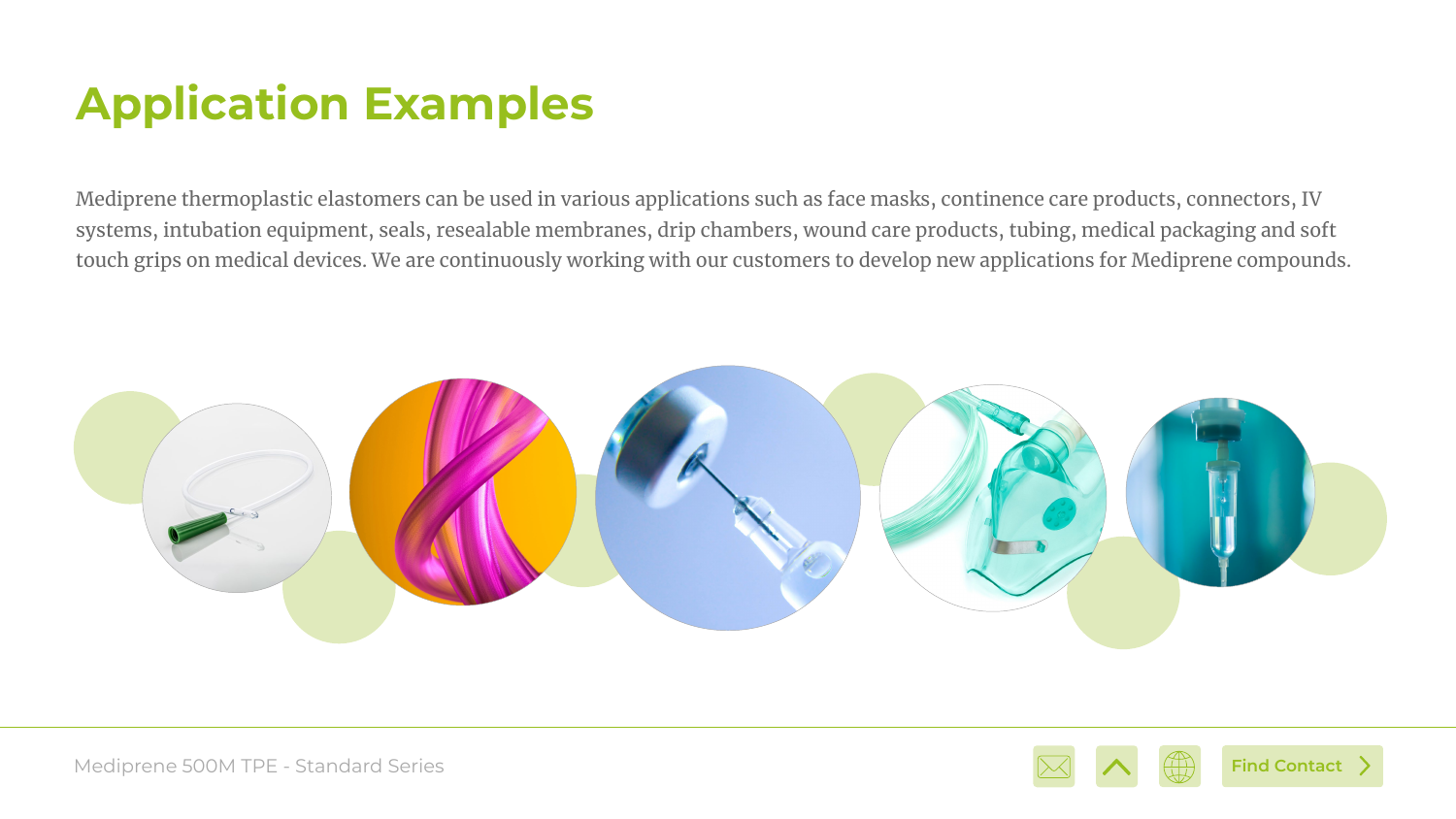# Application Examples

Mediprene thermoplastic elastomers can be used in various applications such as face masks, continence care products, connectors, IV systems, intubation equipment, seals, resealable membranes, drip chambers, wound care products, tubing, medical packaging and soft touch grips on medical devices. We are continuously working with our customers to develop new applications for Mediprene compounds.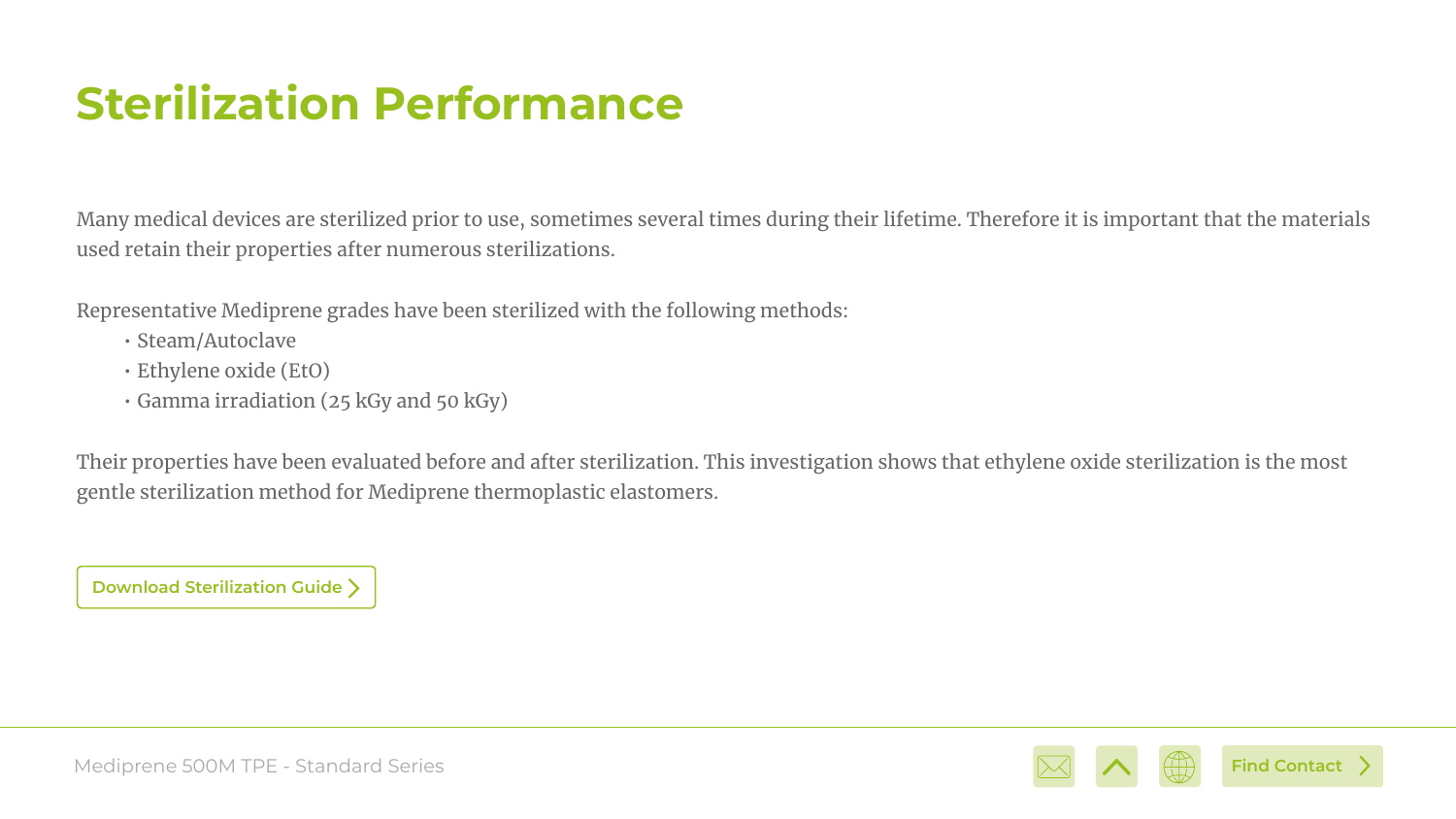# Sterilization Performance

Many medical devices are sterilized prior to use, sometimes several times during their lifetime. Therefore it is important that the materials used retain their properties after numerous sterilizations.

Representative Mediprene grades have been sterilized with the following methods:

- Steam/Autoclave
- Ethylene oxide (EtO)
- Gamma irradiation (25 kGy and 50 kGy)

Their properties have been evaluated before and after sterilization. This investigation shows that ethylene oxide sterilization is the most gentle sterilization method for Mediprene thermoplastic elastomers.

Download Sterilization Guide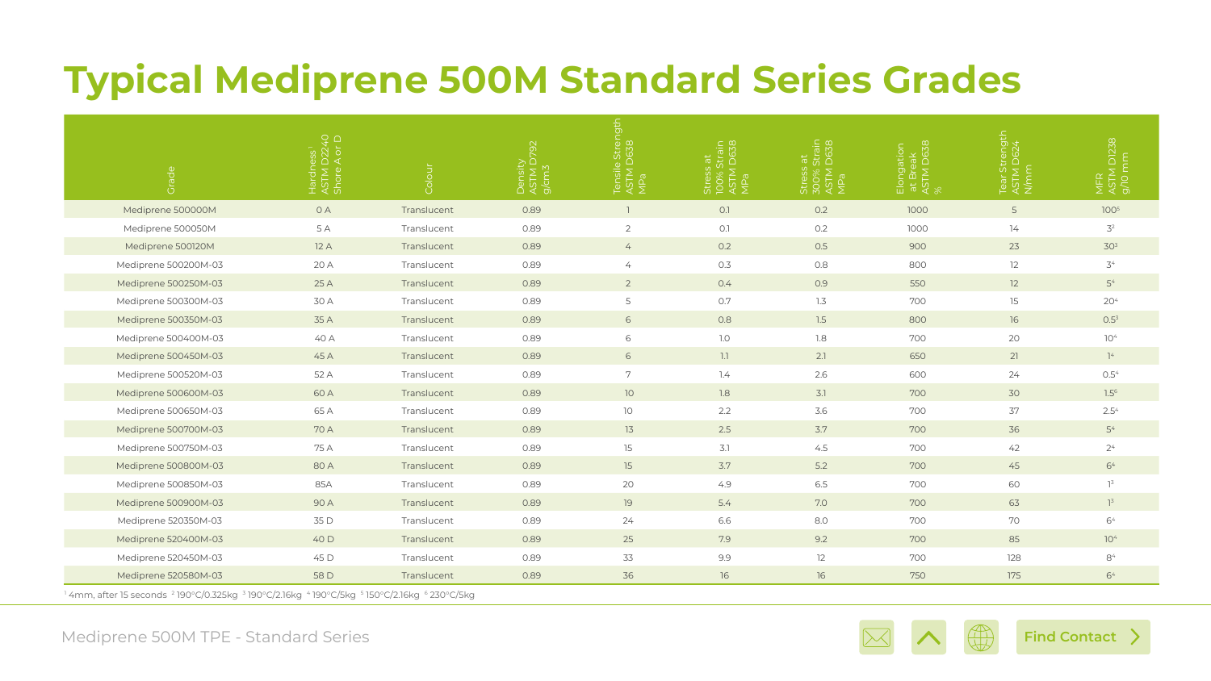# Typical Mediprene 500M Standard Series Grades

| Grade | Hardness [1] ASTM D2240 Shore A or D | Colour | Density ASTM D792 g/cm3 | Tensile Strength ASTM D638 MPa | Stress at 100% Strain ASTM D638 MPa | Stress at 300% Strain ASTM D638 MPa | Elongation at Break ASTM D638 % | Tear Strength ASTM D624 N/mm | MFR ASTM D1238 g/10 mm |
|---|---|---|---|---|---|---|---|---|---|
| Mediprene 500000M | 0 A | Translucent | 0.89 | 1 | 0.1 | 0.2 | 1000 | 5 | 100 [5] |
| Mediprene 500050M | 5 A | Translucent | 0.89 | 2 | 0.1 | 0.2 | 1000 | 14 | 3 [2] |
| Mediprene 500120M | 12 A | Translucent | 0.89 | 4 | 0.2 | 0.5 | 900 | 23 | 30 [3] |
| Mediprene 500200M-03 | 20 A | Translucent | 0.89 | 4 | 0.3 | 0.8 | 800 | 12 | 3 [4] |
| Mediprene 500250M-03 | 25 A | Translucent | 0.89 | 2 | 0.4 | 0.9 | 550 | 12 | 5 [4] |
| Mediprene 500300M-03 | 30 A | Translucent | 0.89 | 5 | 0.7 | 1.3 | 700 | 15 | 20 [4] |
| Mediprene 500350M-03 | 35 A | Translucent | 0.89 | 6 | 0.8 | 1.5 | 800 | 16 | 0.5 [3] |
| Mediprene 500400M-03 | 40 A | Translucent | 0.89 | 6 | 1.0 | 1.8 | 700 | 20 | 10 [4] |
| Mediprene 500450M-03 | 45 A | Translucent | 0.89 | 6 | 1.1 | 2.1 | 650 | 21 | 1 [4] |
| Mediprene 500520M-03 | 52 A | Translucent | 0.89 | 7 | 1.4 | 2.6 | 600 | 24 | 0.5 [4] |
| Mediprene 500600M-03 | 60 A | Translucent | 0.89 | 10 | 1.8 | 3.1 | 700 | 30 | 1.5 [6] |
| Mediprene 500650M-03 | 65 A | Translucent | 0.89 | 10 | 2.2 | 3.6 | 700 | 37 | 2.5 [4] |
| Mediprene 500700M-03 | 70 A | Translucent | 0.89 | 13 | 2.5 | 3.7 | 700 | 36 | 5 [4] |
| Mediprene 500750M-03 | 75 A | Translucent | 0.89 | 15 | 3.1 | 4.5 | 700 | 42 | 2 [4] |
| Mediprene 500800M-03 | 80 A | Translucent | 0.89 | 15 | 3.7 | 5.2 | 700 | 45 | 6 [4] |
| Mediprene 500850M-03 | 85A | Translucent | 0.89 | 20 | 4.9 | 6.5 | 700 | 60 | 1 [3] |
| Mediprene 500900M-03 | 90 A | Translucent | 0.89 | 19 | 5.4 | 7.0 | 700 | 63 | 1 [3] |
| Mediprene 520350M-03 | 35 D | Translucent | 0.89 | 24 | 6.6 | 8.0 | 700 | 70 | 6 [4] |
| Mediprene 520400M-03 | 40 D | Translucent | 0.89 | 25 | 7.9 | 9.2 | 700 | 85 | 10 [4] |
| Mediprene 520450M-03 | 45 D | Translucent | 0.89 | 33 | 9.9 | 12 | 700 | 128 | 8 [4] |
| Mediprene 520580M-03 | 58 D | Translucent | 0.89 | 36 | 16 | 16 | 750 | 175 | 6 [4] |

[1] 4mm, after 15 seconds [2] 190°C/0.325kg [3] 190°C/2.16kg [4] 190°C/5kg [5] 150°C/2.16kg [6] 230°C/5kg

Find Contact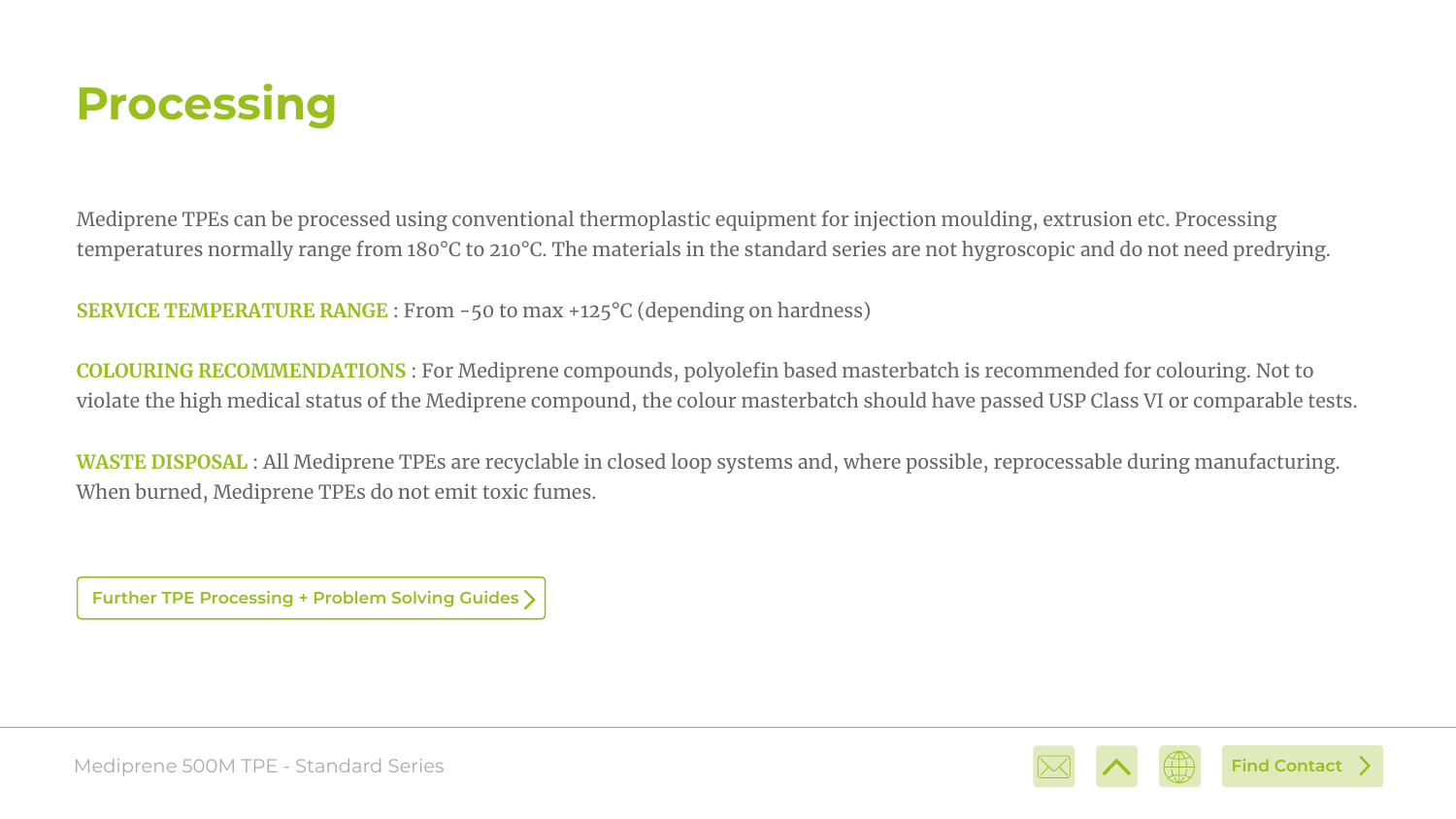# Processing

Mediprene TPEs can be processed using conventional thermoplastic equipment for injection moulding, extrusion etc. Processing temperatures normally range from 180°C to 210°C. The materials in the standard series are not hygroscopic and do not need predrying.

**SERVICE TEMPERATURE RANGE** : From -50 to max +125°C (depending on hardness)

**COLOURING RECOMMENDATIONS** : For Mediprene compounds, polyolefin based masterbatch is recommended for colouring. Not to violate the high medical status of the Mediprene compound, the colour masterbatch should have passed USP Class VI or comparable tests.

**WASTE DISPOSAL** : All Mediprene TPEs are recyclable in closed loop systems and, where possible, reprocessable during manufacturing. When burned, Mediprene TPEs do not emit toxic fumes.

Further TPE Processing + Problem Solving Guides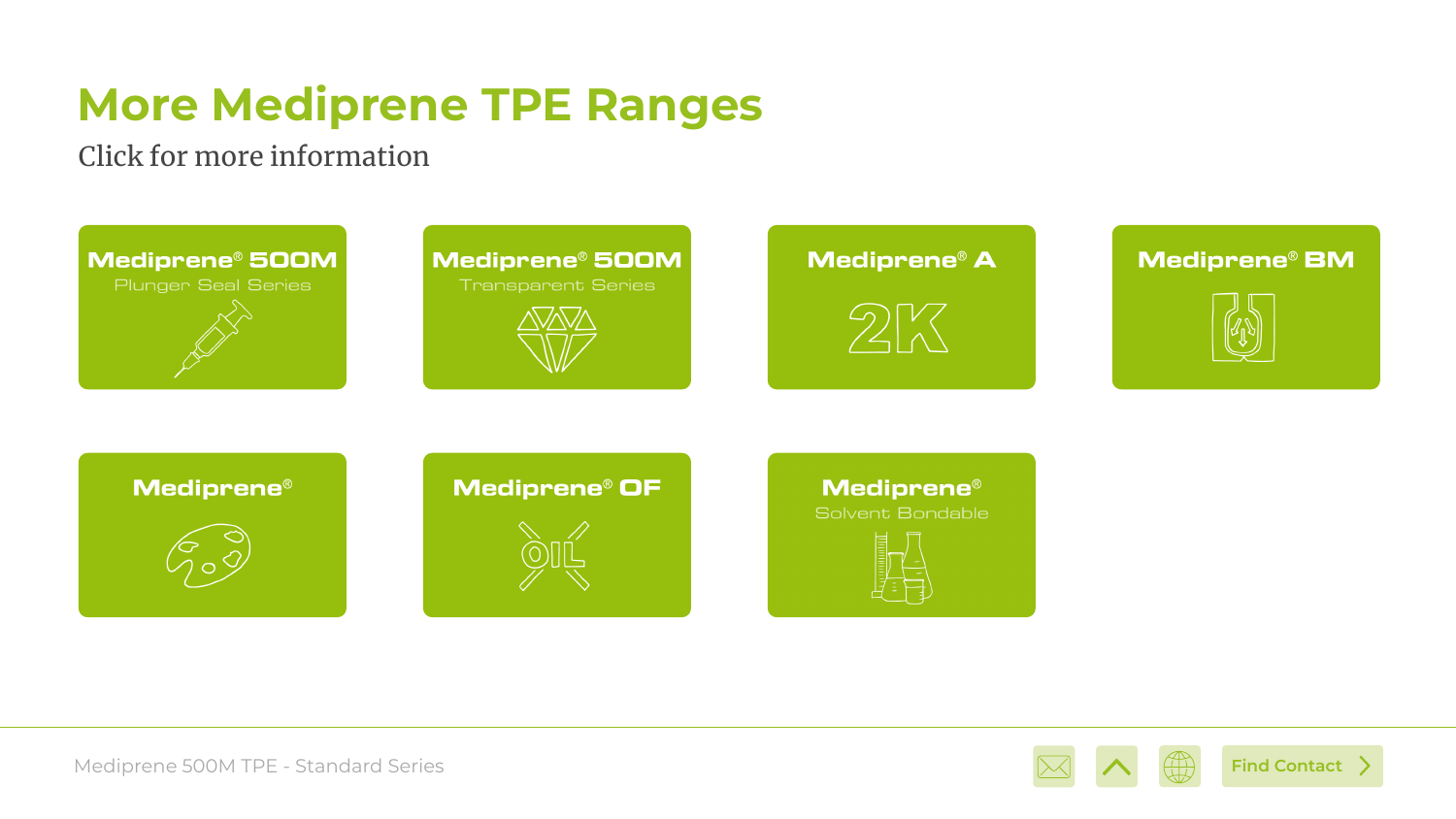# More Mediprene TPE Ranges

Click for more information

**Mediprene® 500M**
Plunger Seal Series

**Mediprene® 500M**
Transparent Series

**Mediprene® A**
2K

**Mediprene® BM**

**Mediprene®**

**Mediprene® OF**

**Mediprene®**
Solvent Bondable

Find Contact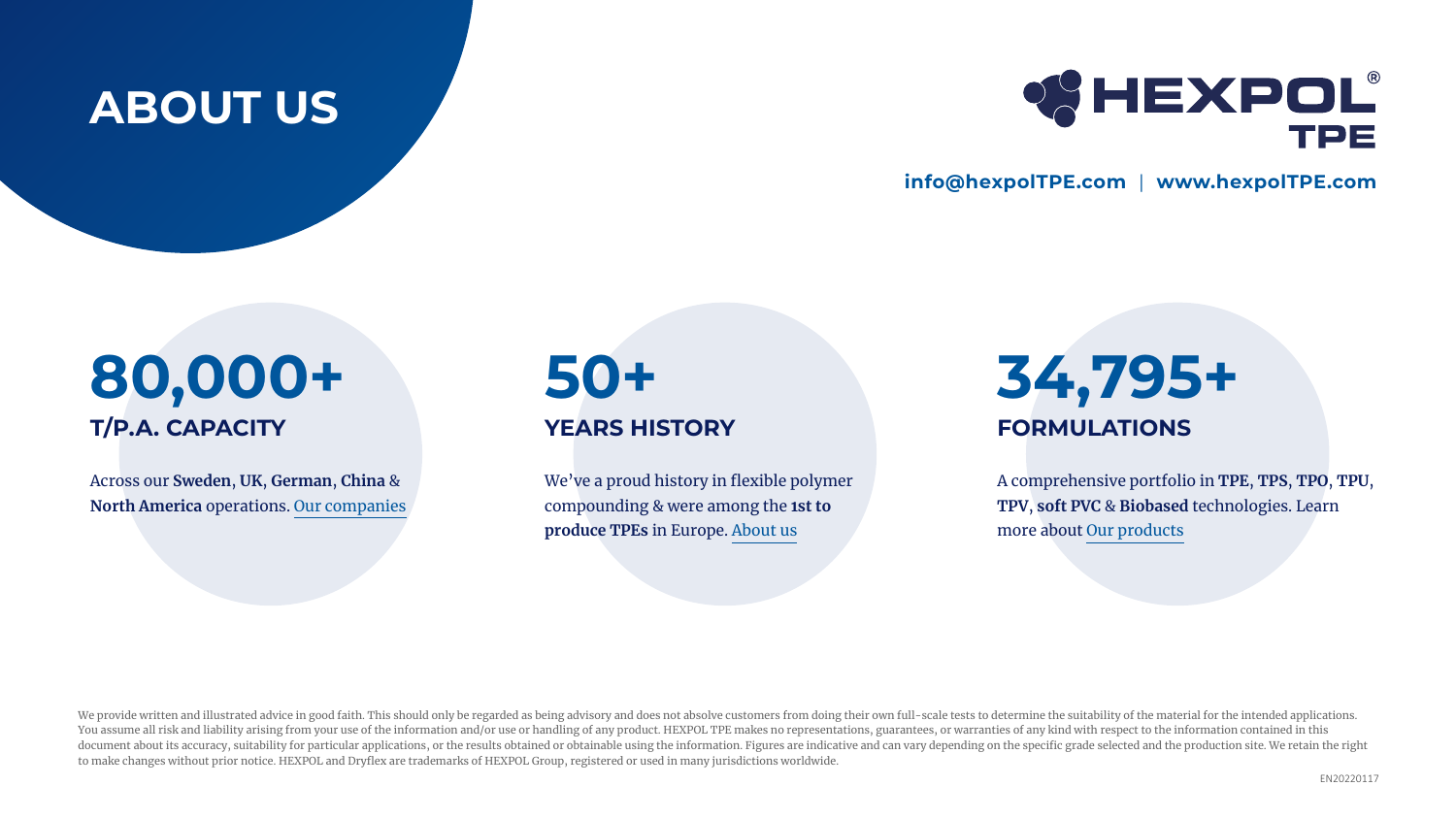# ABOUT US

**HEXPOL® TPE**

**info@hexpolTPE.com** | **www.hexpolTPE.com**

## 80,000+

### T/P.A. CAPACITY

Across our **Sweden**, **UK**, **German**, **China** & **North America** operations. Our companies

## 50+

### YEARS HISTORY

We've a proud history in flexible polymer compounding & were among the **1st to produce TPEs** in Europe. About us

## 34,795+

### FORMULATIONS

A comprehensive portfolio in **TPE**, **TPS**, **TPO**, **TPU**, **TPV**, **soft PVC** & **Biobased** technologies. Learn more about Our products

We provide written and illustrated advice in good faith. This should only be regarded as being advisory and does not absolve customers from doing their own full-scale tests to determine the suitability of the material for the intended applications. You assume all risk and liability arising from your use of the information and/or use or handling of any product. HEXPOL TPE makes no representations, guarantees, or warranties of any kind with respect to the information contained in this document about its accuracy, suitability for particular applications, or the results obtained or obtainable using the information. Figures are indicative and can vary depending on the specific grade selected and the production site. We retain the right to make changes without prior notice. HEXPOL and Dryflex are trademarks of HEXPOL Group, registered or used in many jurisdictions worldwide.

EN20220117